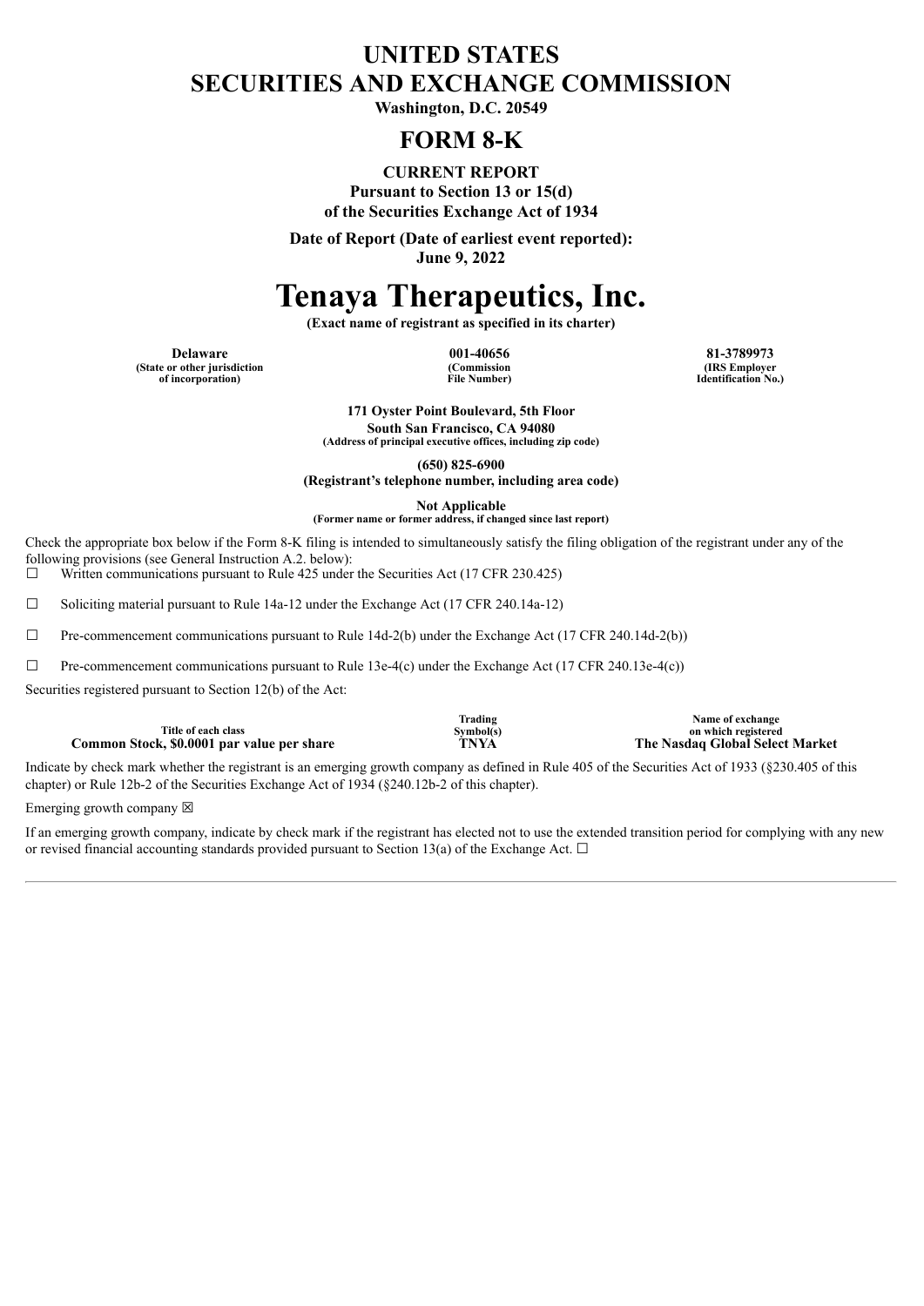# UNITED STATES
# SECURITIES AND EXCHANGE COMMISSION

**Washington, D.C. 20549**

# FORM 8-K

**CURRENT REPORT**
**Pursuant to Section 13 or 15(d)**
**of the Securities Exchange Act of 1934**

**Date of Report (Date of earliest event reported):**
**June 9, 2022**

# Tenaya Therapeutics, Inc.

**(Exact name of registrant as specified in its charter)**

| Delaware | 001-40656 | 81-3789973 |
|---|---|---|
| (State or other jurisdiction of incorporation) | (Commission File Number) | (IRS Employer Identification No.) |

**171 Oyster Point Boulevard, 5th Floor**
**South San Francisco, CA 94080**
**(Address of principal executive offices, including zip code)**

**(650) 825-6900**
**(Registrant's telephone number, including area code)**

**Not Applicable**
**(Former name or former address, if changed since last report)**

Check the appropriate box below if the Form 8-K filing is intended to simultaneously satisfy the filing obligation of the registrant under any of the following provisions (see General Instruction A.2. below):

☐ Written communications pursuant to Rule 425 under the Securities Act (17 CFR 230.425)

☐ Soliciting material pursuant to Rule 14a-12 under the Exchange Act (17 CFR 240.14a-12)

☐ Pre-commencement communications pursuant to Rule 14d-2(b) under the Exchange Act (17 CFR 240.14d-2(b))

☐ Pre-commencement communications pursuant to Rule 13e-4(c) under the Exchange Act (17 CFR 240.13e-4(c))

Securities registered pursuant to Section 12(b) of the Act:

| Title of each class | Trading Symbol(s) | Name of exchange on which registered |
|---|---|---|
| **Common Stock, $0.0001 par value per share** | **TNYA** | **The Nasdaq Global Select Market** |

Indicate by check mark whether the registrant is an emerging growth company as defined in Rule 405 of the Securities Act of 1933 (§230.405 of this chapter) or Rule 12b-2 of the Securities Exchange Act of 1934 (§240.12b-2 of this chapter).

Emerging growth company ☒

If an emerging growth company, indicate by check mark if the registrant has elected not to use the extended transition period for complying with any new or revised financial accounting standards provided pursuant to Section 13(a) of the Exchange Act. ☐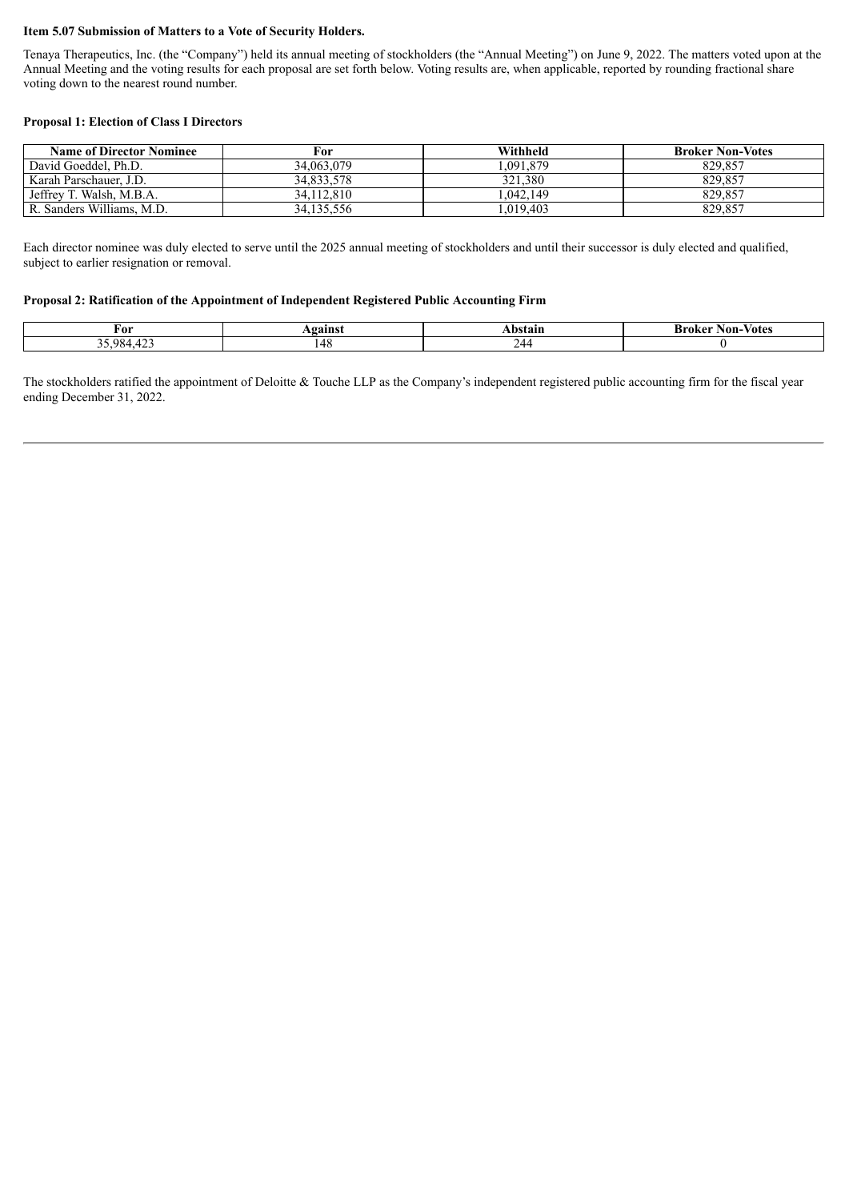**Item 5.07 Submission of Matters to a Vote of Security Holders.**

Tenaya Therapeutics, Inc. (the "Company") held its annual meeting of stockholders (the "Annual Meeting") on June 9, 2022. The matters voted upon at the Annual Meeting and the voting results for each proposal are set forth below. Voting results are, when applicable, reported by rounding fractional share voting down to the nearest round number.

**Proposal 1: Election of Class I Directors**

| Name of Director Nominee | For | Withheld | Broker Non-Votes |
|---|---|---|---|
| David Goeddel, Ph.D. | 34,063,079 | 1,091,879 | 829,857 |
| Karah Parschauer, J.D. | 34,833,578 | 321,380 | 829,857 |
| Jeffrey T. Walsh, M.B.A. | 34,112,810 | 1,042,149 | 829,857 |
| R. Sanders Williams, M.D. | 34,135,556 | 1,019,403 | 829,857 |

Each director nominee was duly elected to serve until the 2025 annual meeting of stockholders and until their successor is duly elected and qualified, subject to earlier resignation or removal.

**Proposal 2: Ratification of the Appointment of Independent Registered Public Accounting Firm**

| For | Against | Abstain | Broker Non-Votes |
|---|---|---|---|
| 35,984,423 | 148 | 244 | 0 |

The stockholders ratified the appointment of Deloitte & Touche LLP as the Company's independent registered public accounting firm for the fiscal year ending December 31, 2022.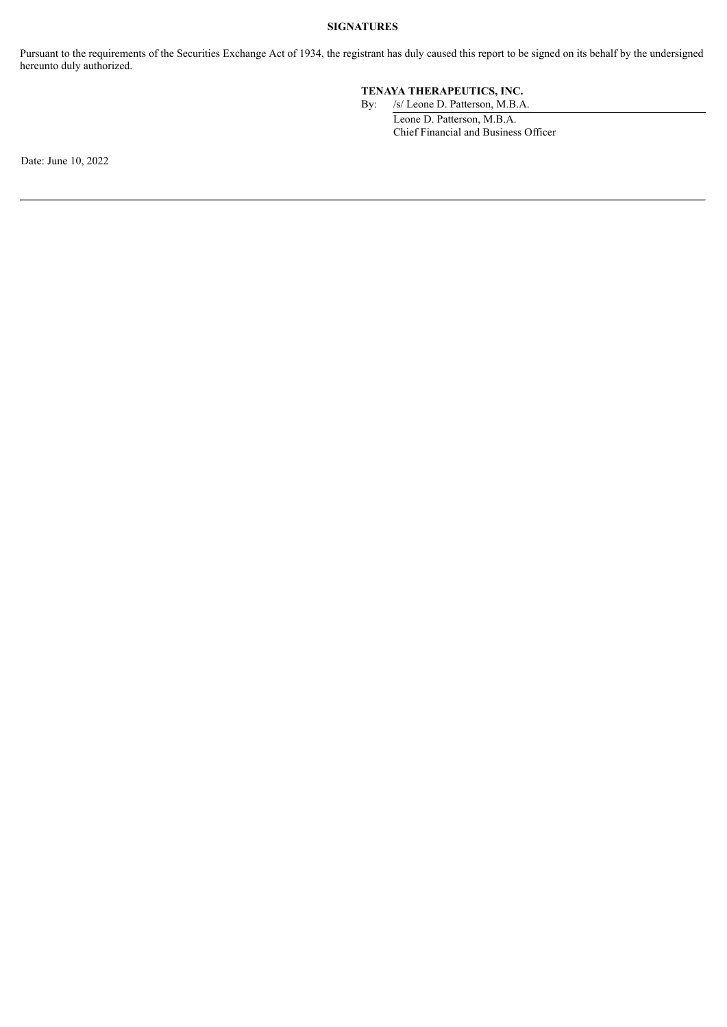**SIGNATURES**

Pursuant to the requirements of the Securities Exchange Act of 1934, the registrant has duly caused this report to be signed on its behalf by the undersigned hereunto duly authorized.

**TENAYA THERAPEUTICS, INC.**

By: /s/ Leone D. Patterson, M.B.A.

Leone D. Patterson, M.B.A.
Chief Financial and Business Officer

Date: June 10, 2022